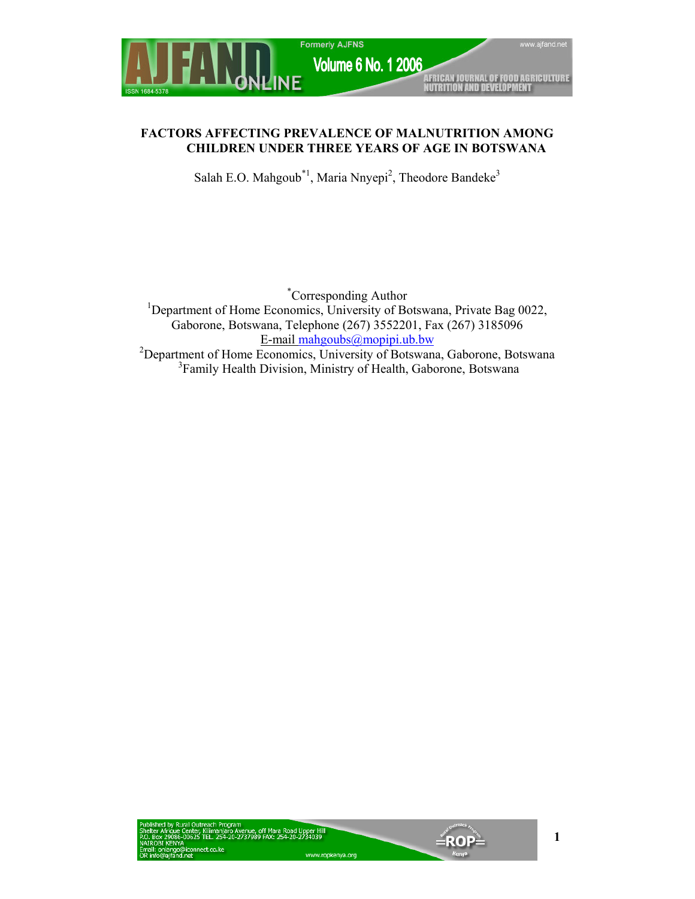# FACTORS AFFECTING PREVALENCE OF MALNUTRITION AMONG CHILDREN UNDER THREE YEARS OF AGE IN BOTSWANA

Salah E.O. Mahgoub[*1], Maria Nnyepi[2], Theodore Bandeke[3]

[*]Corresponding Author

[1]Department of Home Economics, University of Botswana, Private Bag 0022, Gaborone, Botswana, Telephone (267) 3552201, Fax (267) 3185096
E-mail mahgoubs@mopipi.ub.bw

[2]Department of Home Economics, University of Botswana, Gaborone, Botswana

[3]Family Health Division, Ministry of Health, Gaborone, Botswana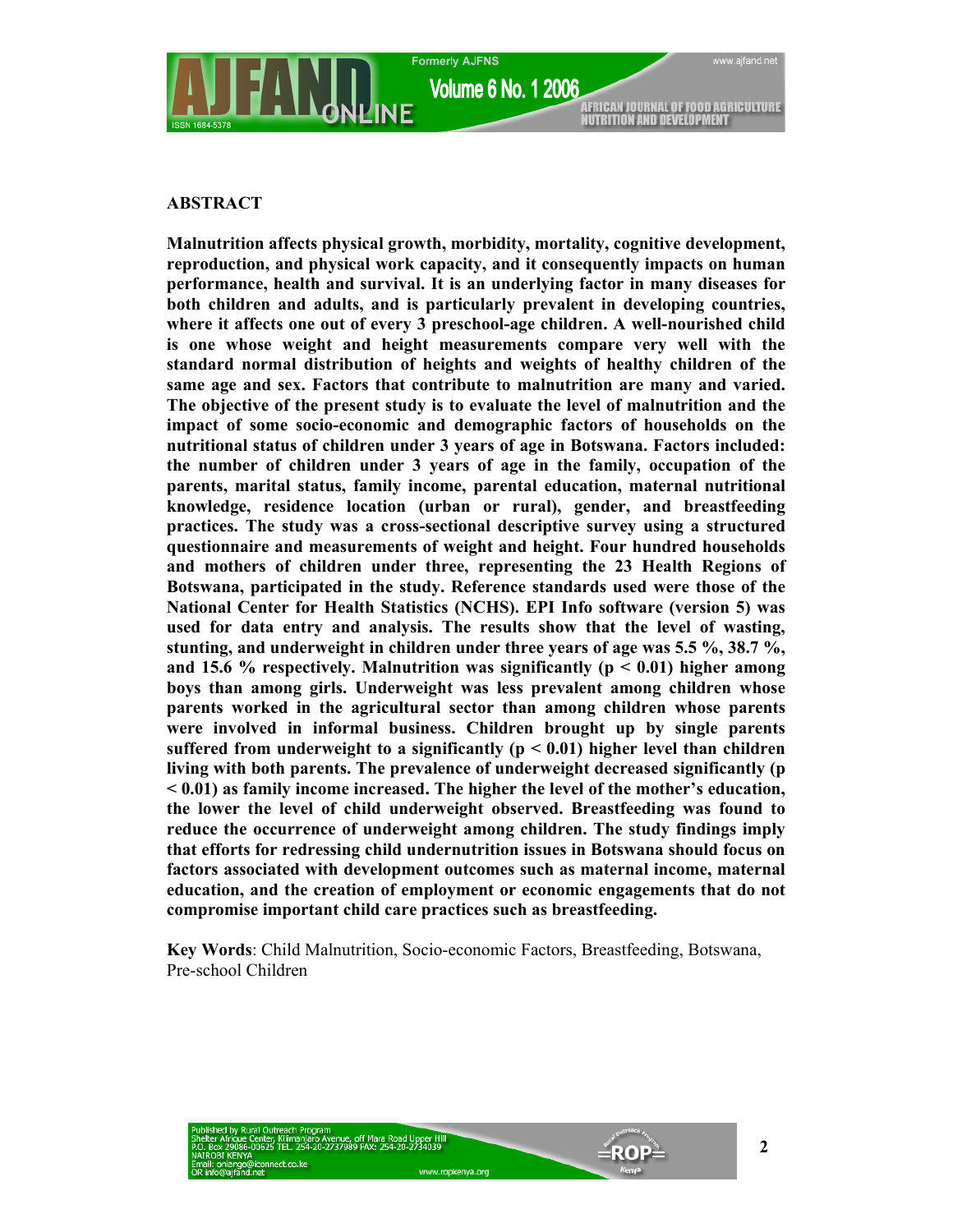## ABSTRACT

**Malnutrition affects physical growth, morbidity, mortality, cognitive development, reproduction, and physical work capacity, and it consequently impacts on human performance, health and survival. It is an underlying factor in many diseases for both children and adults, and is particularly prevalent in developing countries, where it affects one out of every 3 preschool-age children. A well-nourished child is one whose weight and height measurements compare very well with the standard normal distribution of heights and weights of healthy children of the same age and sex. Factors that contribute to malnutrition are many and varied. The objective of the present study is to evaluate the level of malnutrition and the impact of some socio-economic and demographic factors of households on the nutritional status of children under 3 years of age in Botswana. Factors included: the number of children under 3 years of age in the family, occupation of the parents, marital status, family income, parental education, maternal nutritional knowledge, residence location (urban or rural), gender, and breastfeeding practices. The study was a cross-sectional descriptive survey using a structured questionnaire and measurements of weight and height. Four hundred households and mothers of children under three, representing the 23 Health Regions of Botswana, participated in the study. Reference standards used were those of the National Center for Health Statistics (NCHS). EPI Info software (version 5) was used for data entry and analysis. The results show that the level of wasting, stunting, and underweight in children under three years of age was 5.5 %, 38.7 %, and 15.6 % respectively. Malnutrition was significantly ($p < 0.01$) higher among boys than among girls. Underweight was less prevalent among children whose parents worked in the agricultural sector than among children whose parents were involved in informal business. Children brought up by single parents suffered from underweight to a significantly ($p < 0.01$) higher level than children living with both parents. The prevalence of underweight decreased significantly ($p < 0.01$) as family income increased. The higher the level of the mother's education, the lower the level of child underweight observed. Breastfeeding was found to reduce the occurrence of underweight among children. The study findings imply that efforts for redressing child undernutrition issues in Botswana should focus on factors associated with development outcomes such as maternal income, maternal education, and the creation of employment or economic engagements that do not compromise important child care practices such as breastfeeding.**

**Key Words**: Child Malnutrition, Socio-economic Factors, Breastfeeding, Botswana, Pre-school Children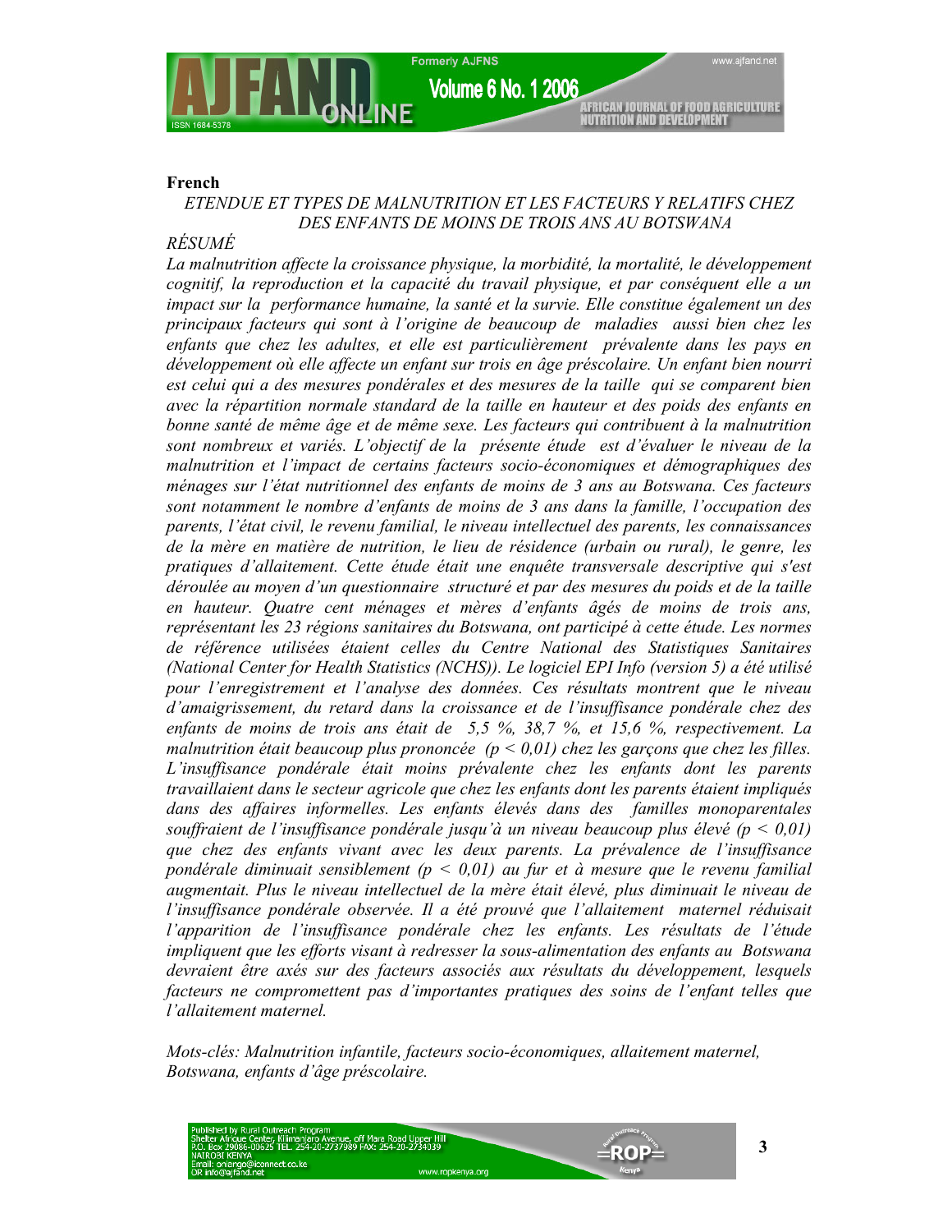**French**

*ETENDUE ET TYPES DE MALNUTRITION ET LES FACTEURS Y RELATIFS CHEZ DES ENFANTS DE MOINS DE TROIS ANS AU BOTSWANA*

*RÉSUMÉ*

*La malnutrition affecte la croissance physique, la morbidité, la mortalité, le développement cognitif, la reproduction et la capacité du travail physique, et par conséquent elle a un impact sur la performance humaine, la santé et la survie. Elle constitue également un des principaux facteurs qui sont à l'origine de beaucoup de maladies aussi bien chez les enfants que chez les adultes, et elle est particulièrement prévalente dans les pays en développement où elle affecte un enfant sur trois en âge préscolaire. Un enfant bien nourri est celui qui a des mesures pondérales et des mesures de la taille qui se comparent bien avec la répartition normale standard de la taille en hauteur et des poids des enfants en bonne santé de même âge et de même sexe. Les facteurs qui contribuent à la malnutrition sont nombreux et variés. L'objectif de la présente étude est d'évaluer le niveau de la malnutrition et l'impact de certains facteurs socio-économiques et démographiques des ménages sur l'état nutritionnel des enfants de moins de 3 ans au Botswana. Ces facteurs sont notamment le nombre d'enfants de moins de 3 ans dans la famille, l'occupation des parents, l'état civil, le revenu familial, le niveau intellectuel des parents, les connaissances de la mère en matière de nutrition, le lieu de résidence (urbain ou rural), le genre, les pratiques d'allaitement. Cette étude était une enquête transversale descriptive qui s'est déroulée au moyen d'un questionnaire structuré et par des mesures du poids et de la taille en hauteur. Quatre cent ménages et mères d'enfants âgés de moins de trois ans, représentant les 23 régions sanitaires du Botswana, ont participé à cette étude. Les normes de référence utilisées étaient celles du Centre National des Statistiques Sanitaires (National Center for Health Statistics (NCHS)). Le logiciel EPI Info (version 5) a été utilisé pour l'enregistrement et l'analyse des données. Ces résultats montrent que le niveau d'amaigrissement, du retard dans la croissance et de l'insuffisance pondérale chez des enfants de moins de trois ans était de 5,5 %, 38,7 %, et 15,6 %, respectivement. La malnutrition était beaucoup plus prononcée ($p < 0,01$) chez les garçons que chez les filles. L'insuffisance pondérale était moins prévalente chez les enfants dont les parents travaillaient dans le secteur agricole que chez les enfants dont les parents étaient impliqués dans des affaires informelles. Les enfants élevés dans des familles monoparentales souffraient de l'insuffisance pondérale jusqu'à un niveau beaucoup plus élevé ($p < 0,01$) que chez des enfants vivant avec les deux parents. La prévalence de l'insuffisance pondérale diminuait sensiblement ($p < 0,01$) au fur et à mesure que le revenu familial augmentait. Plus le niveau intellectuel de la mère était élevé, plus diminuait le niveau de l'insuffisance pondérale observée. Il a été prouvé que l'allaitement maternel réduisait l'apparition de l'insuffisance pondérale chez les enfants. Les résultats de l'étude impliquent que les efforts visant à redresser la sous-alimentation des enfants au Botswana devraient être axés sur des facteurs associés aux résultats du développement, lesquels facteurs ne compromettent pas d'importantes pratiques des soins de l'enfant telles que l'allaitement maternel.*

*Mots-clés: Malnutrition infantile, facteurs socio-économiques, allaitement maternel, Botswana, enfants d'âge préscolaire.*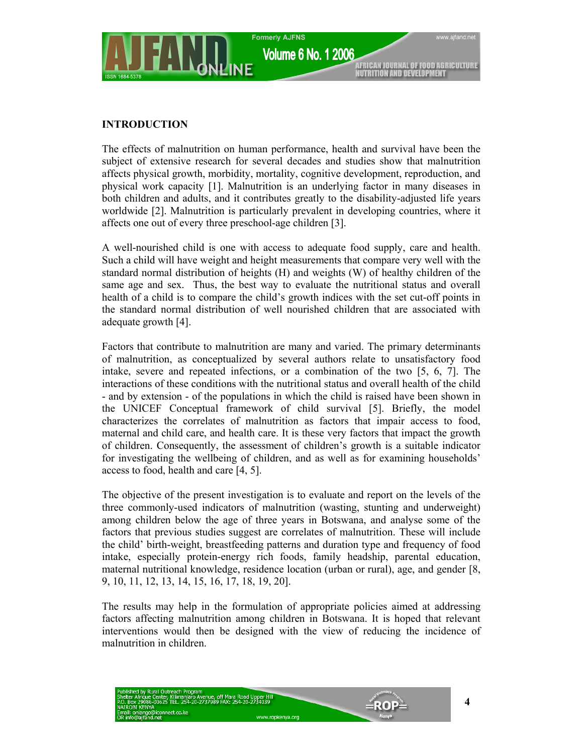## INTRODUCTION

The effects of malnutrition on human performance, health and survival have been the subject of extensive research for several decades and studies show that malnutrition affects physical growth, morbidity, mortality, cognitive development, reproduction, and physical work capacity [1]. Malnutrition is an underlying factor in many diseases in both children and adults, and it contributes greatly to the disability-adjusted life years worldwide [2]. Malnutrition is particularly prevalent in developing countries, where it affects one out of every three preschool-age children [3].

A well-nourished child is one with access to adequate food supply, care and health. Such a child will have weight and height measurements that compare very well with the standard normal distribution of heights (H) and weights (W) of healthy children of the same age and sex. Thus, the best way to evaluate the nutritional status and overall health of a child is to compare the child's growth indices with the set cut-off points in the standard normal distribution of well nourished children that are associated with adequate growth [4].

Factors that contribute to malnutrition are many and varied. The primary determinants of malnutrition, as conceptualized by several authors relate to unsatisfactory food intake, severe and repeated infections, or a combination of the two [5, 6, 7]. The interactions of these conditions with the nutritional status and overall health of the child - and by extension - of the populations in which the child is raised have been shown in the UNICEF Conceptual framework of child survival [5]. Briefly, the model characterizes the correlates of malnutrition as factors that impair access to food, maternal and child care, and health care. It is these very factors that impact the growth of children. Consequently, the assessment of children's growth is a suitable indicator for investigating the wellbeing of children, and as well as for examining households' access to food, health and care [4, 5].

The objective of the present investigation is to evaluate and report on the levels of the three commonly-used indicators of malnutrition (wasting, stunting and underweight) among children below the age of three years in Botswana, and analyse some of the factors that previous studies suggest are correlates of malnutrition. These will include the child' birth-weight, breastfeeding patterns and duration type and frequency of food intake, especially protein-energy rich foods, family headship, parental education, maternal nutritional knowledge, residence location (urban or rural), age, and gender [8, 9, 10, 11, 12, 13, 14, 15, 16, 17, 18, 19, 20].

The results may help in the formulation of appropriate policies aimed at addressing factors affecting malnutrition among children in Botswana. It is hoped that relevant interventions would then be designed with the view of reducing the incidence of malnutrition in children.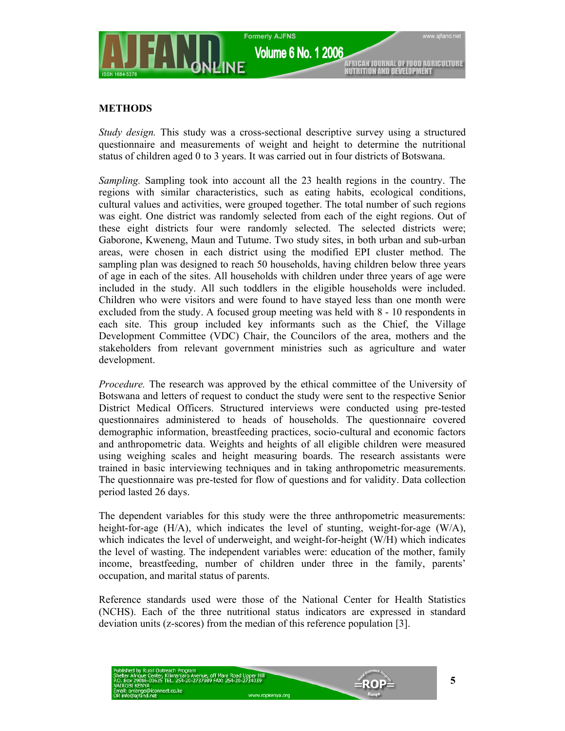## METHODS

*Study design.* This study was a cross-sectional descriptive survey using a structured questionnaire and measurements of weight and height to determine the nutritional status of children aged 0 to 3 years. It was carried out in four districts of Botswana.

*Sampling.* Sampling took into account all the 23 health regions in the country. The regions with similar characteristics, such as eating habits, ecological conditions, cultural values and activities, were grouped together. The total number of such regions was eight. One district was randomly selected from each of the eight regions. Out of these eight districts four were randomly selected. The selected districts were; Gaborone, Kweneng, Maun and Tutume. Two study sites, in both urban and sub-urban areas, were chosen in each district using the modified EPI cluster method. The sampling plan was designed to reach 50 households, having children below three years of age in each of the sites. All households with children under three years of age were included in the study. All such toddlers in the eligible households were included. Children who were visitors and were found to have stayed less than one month were excluded from the study. A focused group meeting was held with 8 - 10 respondents in each site. This group included key informants such as the Chief, the Village Development Committee (VDC) Chair, the Councilors of the area, mothers and the stakeholders from relevant government ministries such as agriculture and water development.

*Procedure.* The research was approved by the ethical committee of the University of Botswana and letters of request to conduct the study were sent to the respective Senior District Medical Officers. Structured interviews were conducted using pre-tested questionnaires administered to heads of households. The questionnaire covered demographic information, breastfeeding practices, socio-cultural and economic factors and anthropometric data. Weights and heights of all eligible children were measured using weighing scales and height measuring boards. The research assistants were trained in basic interviewing techniques and in taking anthropometric measurements. The questionnaire was pre-tested for flow of questions and for validity. Data collection period lasted 26 days.

The dependent variables for this study were the three anthropometric measurements: height-for-age (H/A), which indicates the level of stunting, weight-for-age (W/A), which indicates the level of underweight, and weight-for-height (W/H) which indicates the level of wasting. The independent variables were: education of the mother, family income, breastfeeding, number of children under three in the family, parents' occupation, and marital status of parents.

Reference standards used were those of the National Center for Health Statistics (NCHS). Each of the three nutritional status indicators are expressed in standard deviation units (z-scores) from the median of this reference population [3].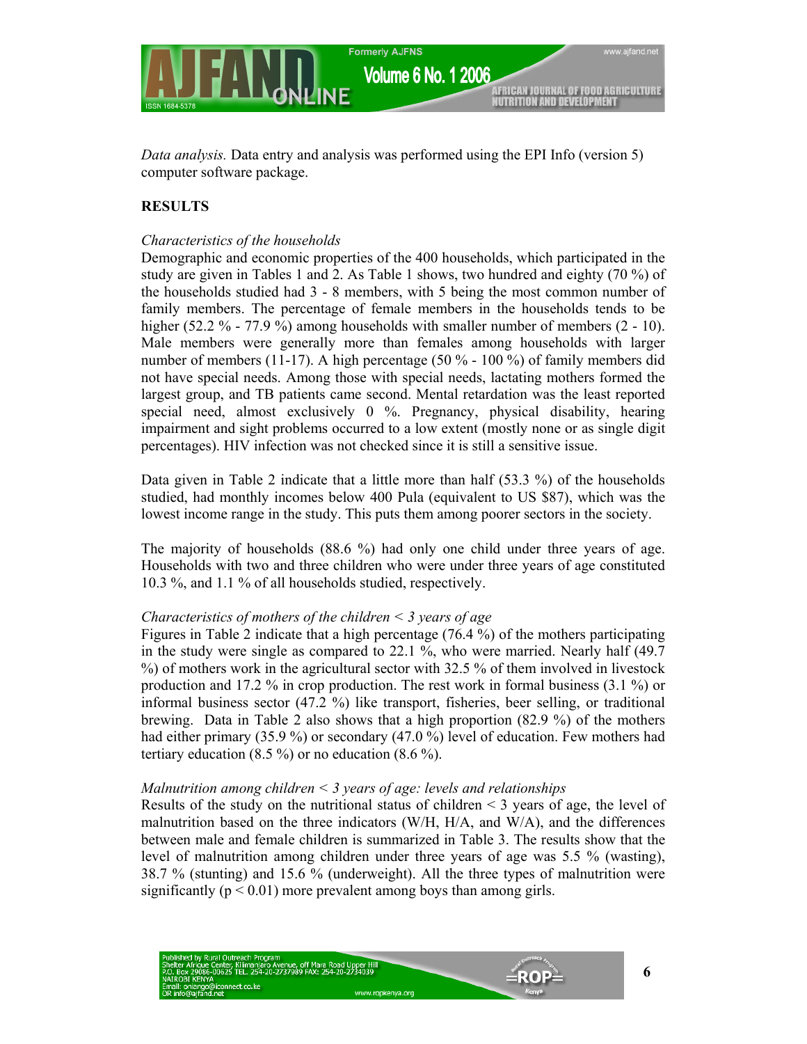*Data analysis.* Data entry and analysis was performed using the EPI Info (version 5) computer software package.

## RESULTS

### *Characteristics of the households*

Demographic and economic properties of the 400 households, which participated in the study are given in Tables 1 and 2. As Table 1 shows, two hundred and eighty (70 %) of the households studied had 3 - 8 members, with 5 being the most common number of family members. The percentage of female members in the households tends to be higher (52.2 % - 77.9 %) among households with smaller number of members (2 - 10). Male members were generally more than females among households with larger number of members (11-17). A high percentage (50 % - 100 %) of family members did not have special needs. Among those with special needs, lactating mothers formed the largest group, and TB patients came second. Mental retardation was the least reported special need, almost exclusively 0 %. Pregnancy, physical disability, hearing impairment and sight problems occurred to a low extent (mostly none or as single digit percentages). HIV infection was not checked since it is still a sensitive issue.

Data given in Table 2 indicate that a little more than half (53.3 %) of the households studied, had monthly incomes below 400 Pula (equivalent to US $87), which was the lowest income range in the study. This puts them among poorer sectors in the society.

The majority of households (88.6 %) had only one child under three years of age. Households with two and three children who were under three years of age constituted 10.3 %, and 1.1 % of all households studied, respectively.

### *Characteristics of mothers of the children < 3 years of age*

Figures in Table 2 indicate that a high percentage (76.4 %) of the mothers participating in the study were single as compared to 22.1 %, who were married. Nearly half (49.7 %) of mothers work in the agricultural sector with 32.5 % of them involved in livestock production and 17.2 % in crop production. The rest work in formal business (3.1 %) or informal business sector (47.2 %) like transport, fisheries, beer selling, or traditional brewing. Data in Table 2 also shows that a high proportion (82.9 %) of the mothers had either primary (35.9 %) or secondary (47.0 %) level of education. Few mothers had tertiary education (8.5 %) or no education (8.6 %).

### *Malnutrition among children < 3 years of age: levels and relationships*

Results of the study on the nutritional status of children < 3 years of age, the level of malnutrition based on the three indicators (W/H, H/A, and W/A), and the differences between male and female children is summarized in Table 3. The results show that the level of malnutrition among children under three years of age was 5.5 % (wasting), 38.7 % (stunting) and 15.6 % (underweight). All the three types of malnutrition were significantly ($p < 0.01$) more prevalent among boys than among girls.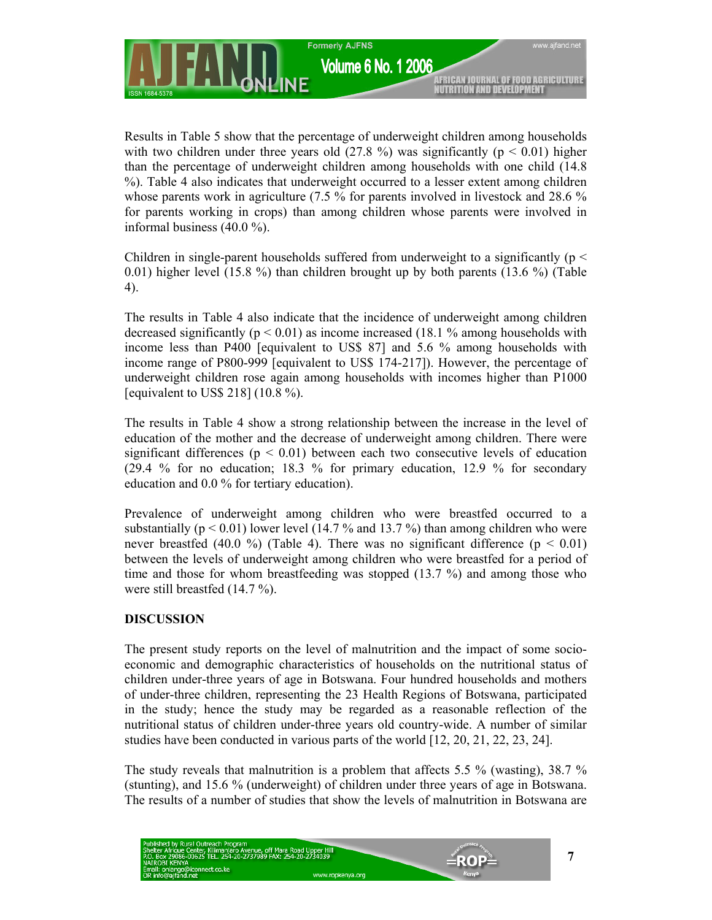Results in Table 5 show that the percentage of underweight children among households with two children under three years old (27.8 %) was significantly ($p < 0.01$) higher than the percentage of underweight children among households with one child (14.8 %). Table 4 also indicates that underweight occurred to a lesser extent among children whose parents work in agriculture (7.5 % for parents involved in livestock and 28.6 % for parents working in crops) than among children whose parents were involved in informal business (40.0 %).

Children in single-parent households suffered from underweight to a significantly ($p < 0.01$) higher level (15.8 %) than children brought up by both parents (13.6 %) (Table 4).

The results in Table 4 also indicate that the incidence of underweight among children decreased significantly ($p < 0.01$) as income increased (18.1 % among households with income less than P400 [equivalent to US$ 87] and 5.6 % among households with income range of P800-999 [equivalent to US$ 174-217]). However, the percentage of underweight children rose again among households with incomes higher than P1000 [equivalent to US$ 218] (10.8 %).

The results in Table 4 show a strong relationship between the increase in the level of education of the mother and the decrease of underweight among children. There were significant differences ($p < 0.01$) between each two consecutive levels of education (29.4 % for no education; 18.3 % for primary education, 12.9 % for secondary education and 0.0 % for tertiary education).

Prevalence of underweight among children who were breastfed occurred to a substantially ($p < 0.01$) lower level (14.7 % and 13.7 %) than among children who were never breastfed (40.0 %) (Table 4). There was no significant difference ($p < 0.01$) between the levels of underweight among children who were breastfed for a period of time and those for whom breastfeeding was stopped (13.7 %) and among those who were still breastfed (14.7 %).

## DISCUSSION

The present study reports on the level of malnutrition and the impact of some socio-economic and demographic characteristics of households on the nutritional status of children under-three years of age in Botswana. Four hundred households and mothers of under-three children, representing the 23 Health Regions of Botswana, participated in the study; hence the study may be regarded as a reasonable reflection of the nutritional status of children under-three years old country-wide. A number of similar studies have been conducted in various parts of the world [12, 20, 21, 22, 23, 24].

The study reveals that malnutrition is a problem that affects 5.5 % (wasting), 38.7 % (stunting), and 15.6 % (underweight) of children under three years of age in Botswana. The results of a number of studies that show the levels of malnutrition in Botswana are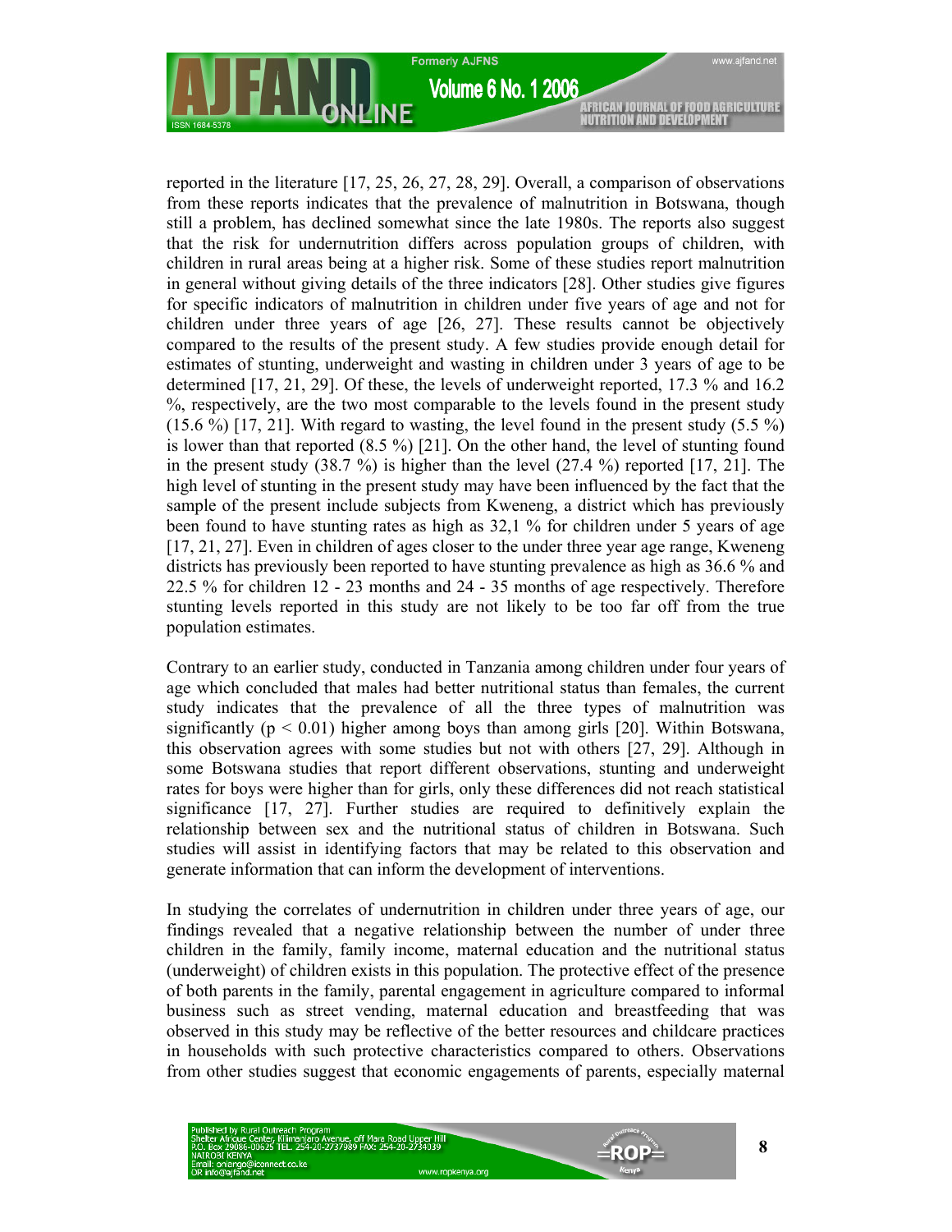reported in the literature [17, 25, 26, 27, 28, 29]. Overall, a comparison of observations from these reports indicates that the prevalence of malnutrition in Botswana, though still a problem, has declined somewhat since the late 1980s. The reports also suggest that the risk for undernutrition differs across population groups of children, with children in rural areas being at a higher risk. Some of these studies report malnutrition in general without giving details of the three indicators [28]. Other studies give figures for specific indicators of malnutrition in children under five years of age and not for children under three years of age [26, 27]. These results cannot be objectively compared to the results of the present study. A few studies provide enough detail for estimates of stunting, underweight and wasting in children under 3 years of age to be determined [17, 21, 29]. Of these, the levels of underweight reported, 17.3 % and 16.2 %, respectively, are the two most comparable to the levels found in the present study (15.6 %) [17, 21]. With regard to wasting, the level found in the present study (5.5 %) is lower than that reported (8.5 %) [21]. On the other hand, the level of stunting found in the present study (38.7 %) is higher than the level (27.4 %) reported [17, 21]. The high level of stunting in the present study may have been influenced by the fact that the sample of the present include subjects from Kweneng, a district which has previously been found to have stunting rates as high as 32,1 % for children under 5 years of age [17, 21, 27]. Even in children of ages closer to the under three year age range, Kweneng districts has previously been reported to have stunting prevalence as high as 36.6 % and 22.5 % for children 12 - 23 months and 24 - 35 months of age respectively. Therefore stunting levels reported in this study are not likely to be too far off from the true population estimates.

Contrary to an earlier study, conducted in Tanzania among children under four years of age which concluded that males had better nutritional status than females, the current study indicates that the prevalence of all the three types of malnutrition was significantly ($p < 0.01$) higher among boys than among girls [20]. Within Botswana, this observation agrees with some studies but not with others [27, 29]. Although in some Botswana studies that report different observations, stunting and underweight rates for boys were higher than for girls, only these differences did not reach statistical significance [17, 27]. Further studies are required to definitively explain the relationship between sex and the nutritional status of children in Botswana. Such studies will assist in identifying factors that may be related to this observation and generate information that can inform the development of interventions.

In studying the correlates of undernutrition in children under three years of age, our findings revealed that a negative relationship between the number of under three children in the family, family income, maternal education and the nutritional status (underweight) of children exists in this population. The protective effect of the presence of both parents in the family, parental engagement in agriculture compared to informal business such as street vending, maternal education and breastfeeding that was observed in this study may be reflective of the better resources and childcare practices in households with such protective characteristics compared to others. Observations from other studies suggest that economic engagements of parents, especially maternal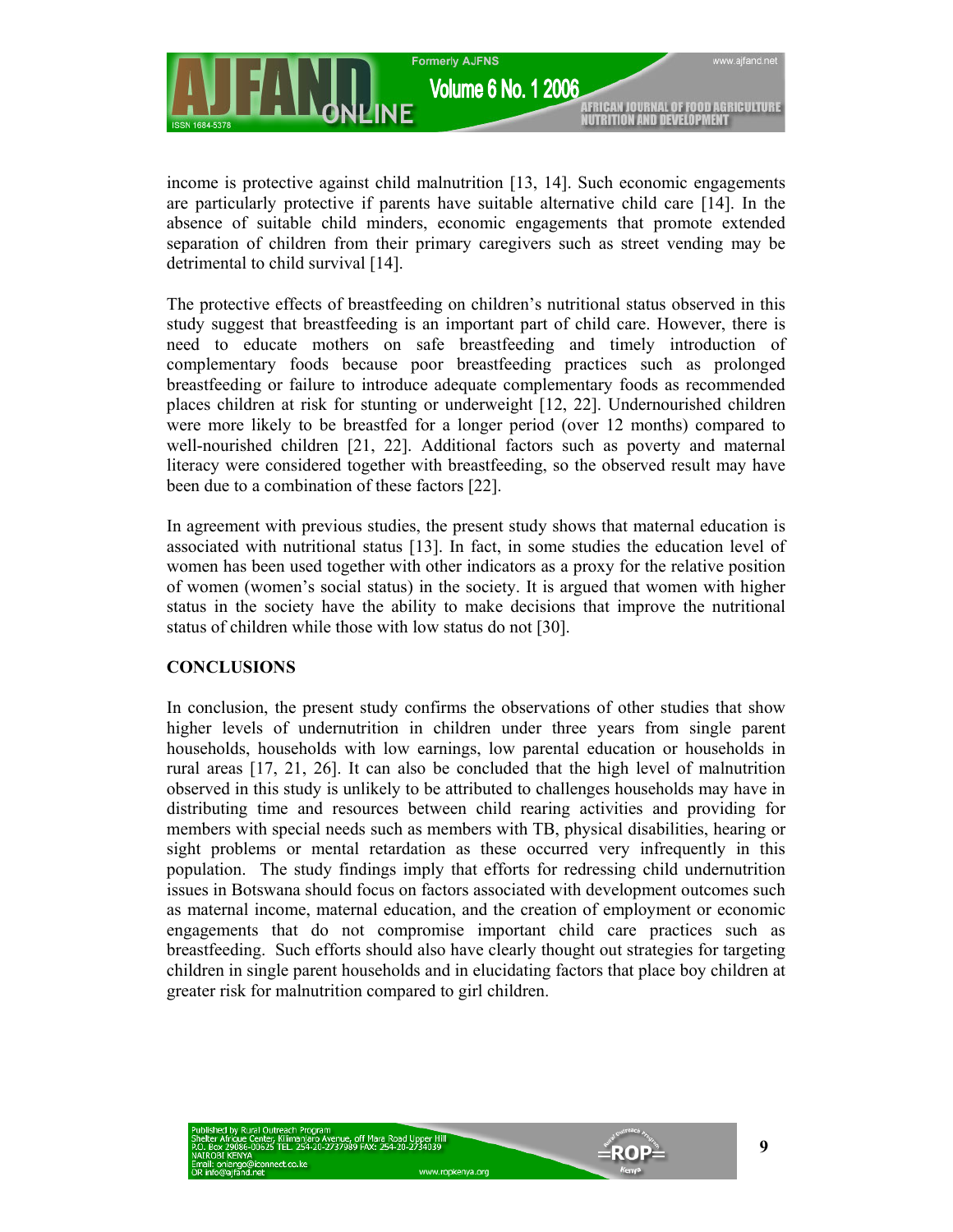income is protective against child malnutrition [13, 14]. Such economic engagements are particularly protective if parents have suitable alternative child care [14]. In the absence of suitable child minders, economic engagements that promote extended separation of children from their primary caregivers such as street vending may be detrimental to child survival [14].

The protective effects of breastfeeding on children's nutritional status observed in this study suggest that breastfeeding is an important part of child care. However, there is need to educate mothers on safe breastfeeding and timely introduction of complementary foods because poor breastfeeding practices such as prolonged breastfeeding or failure to introduce adequate complementary foods as recommended places children at risk for stunting or underweight [12, 22]. Undernourished children were more likely to be breastfed for a longer period (over 12 months) compared to well-nourished children [21, 22]. Additional factors such as poverty and maternal literacy were considered together with breastfeeding, so the observed result may have been due to a combination of these factors [22].

In agreement with previous studies, the present study shows that maternal education is associated with nutritional status [13]. In fact, in some studies the education level of women has been used together with other indicators as a proxy for the relative position of women (women's social status) in the society. It is argued that women with higher status in the society have the ability to make decisions that improve the nutritional status of children while those with low status do not [30].

## CONCLUSIONS

In conclusion, the present study confirms the observations of other studies that show higher levels of undernutrition in children under three years from single parent households, households with low earnings, low parental education or households in rural areas [17, 21, 26]. It can also be concluded that the high level of malnutrition observed in this study is unlikely to be attributed to challenges households may have in distributing time and resources between child rearing activities and providing for members with special needs such as members with TB, physical disabilities, hearing or sight problems or mental retardation as these occurred very infrequently in this population. The study findings imply that efforts for redressing child undernutrition issues in Botswana should focus on factors associated with development outcomes such as maternal income, maternal education, and the creation of employment or economic engagements that do not compromise important child care practices such as breastfeeding. Such efforts should also have clearly thought out strategies for targeting children in single parent households and in elucidating factors that place boy children at greater risk for malnutrition compared to girl children.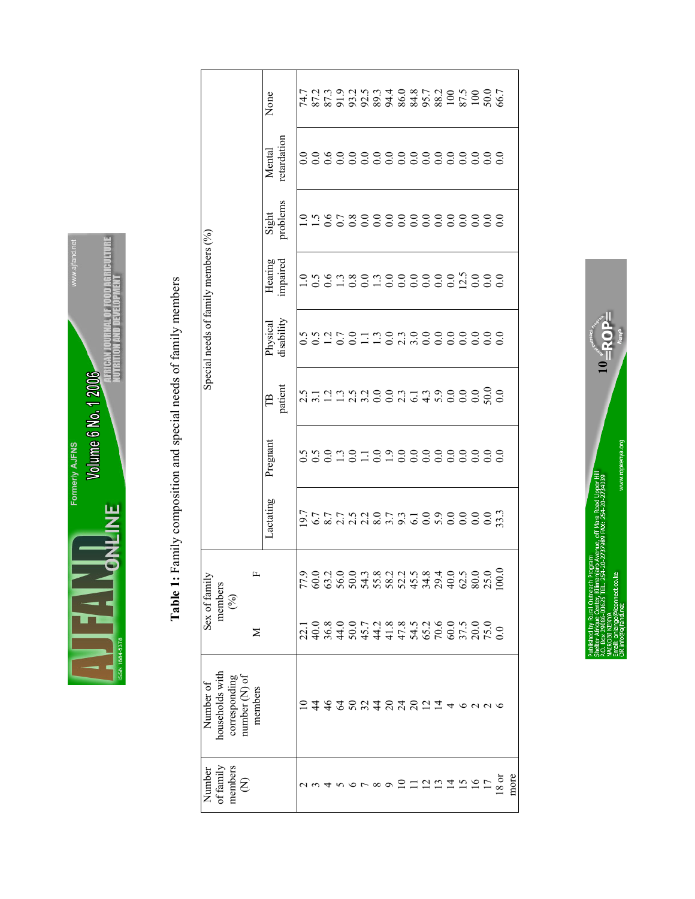**Table 1:** Family composition and special needs of family members

| Number of family members (N) | Number of households with corresponding number (N) of members | Sex of family members (%) | | Special needs of family members (%) | | | | | | | |
|---|---|---|---|---|---|---|---|---|---|---|---|
| | | M | F | Lactating | Pregnant | TB patient | Physical disability | Hearing impaired | Sight problems | Mental retardation | None |
| 2 | 10 | 22.1 | 77.9 | 19.7 | 0.5 | 2.5 | 0.5 | 1.0 | 1.0 | 0.0 | 74.7 |
| 3 | 44 | 40.0 | 60.0 | 6.7 | 0.5 | 3.1 | 0.5 | 0.5 | 1.5 | 0.0 | 87.2 |
| 4 | 46 | 36.8 | 63.2 | 8.7 | 0.0 | 1.2 | 1.2 | 0.6 | 0.6 | 0.6 | 87.3 |
| 5 | 64 | 44.0 | 56.0 | 2.7 | 1.3 | 1.3 | 0.7 | 1.3 | 0.7 | 0.0 | 91.9 |
| 6 | 50 | 50.0 | 50.0 | 2.5 | 0.0 | 2.5 | 0.0 | 0.8 | 0.8 | 0.0 | 93.2 |
| 7 | 32 | 45.7 | 54.3 | 2.2 | 1.1 | 3.2 | 1.1 | 0.0 | 0.0 | 0.0 | 92.5 |
| 8 | 44 | 44.2 | 55.8 | 8.0 | 0.0 | 0.0 | 1.3 | 1.3 | 0.0 | 0.0 | 89.3 |
| 9 | 20 | 41.8 | 58.2 | 3.7 | 1.9 | 0.0 | 0.0 | 0.0 | 0.0 | 0.0 | 94.4 |
| 10 | 24 | 47.8 | 52.2 | 9.3 | 0.0 | 2.3 | 2.3 | 0.0 | 0.0 | 0.0 | 86.0 |
| 11 | 20 | 54.5 | 45.5 | 6.1 | 0.0 | 6.1 | 3.0 | 0.0 | 0.0 | 0.0 | 84.8 |
| 12 | 12 | 65.2 | 34.8 | 0.0 | 0.0 | 4.3 | 0.0 | 0.0 | 0.0 | 0.0 | 95.7 |
| 13 | 14 | 70.6 | 29.4 | 5.9 | 0.0 | 5.9 | 0.0 | 0.0 | 0.0 | 0.0 | 88.2 |
| 14 | 4 | 60.0 | 40.0 | 0.0 | 0.0 | 0.0 | 0.0 | 0.0 | 0.0 | 0.0 | 100 |
| 15 | 6 | 37.5 | 62.5 | 0.0 | 0.0 | 0.0 | 0.0 | 12.5 | 0.0 | 0.0 | 87.5 |
| 16 | 2 | 20.0 | 80.0 | 0.0 | 0.0 | 0.0 | 0.0 | 0.0 | 0.0 | 0.0 | 100 |
| 17 | 2 | 75.0 | 25.0 | 0.0 | 0.0 | 50.0 | 0.0 | 0.0 | 0.0 | 0.0 | 50.0 |
| 18 or more | 6 | 0.0 | 100.0 | 33.3 | 0.0 | 0.0 | 0.0 | 0.0 | 0.0 | 0.0 | 66.7 |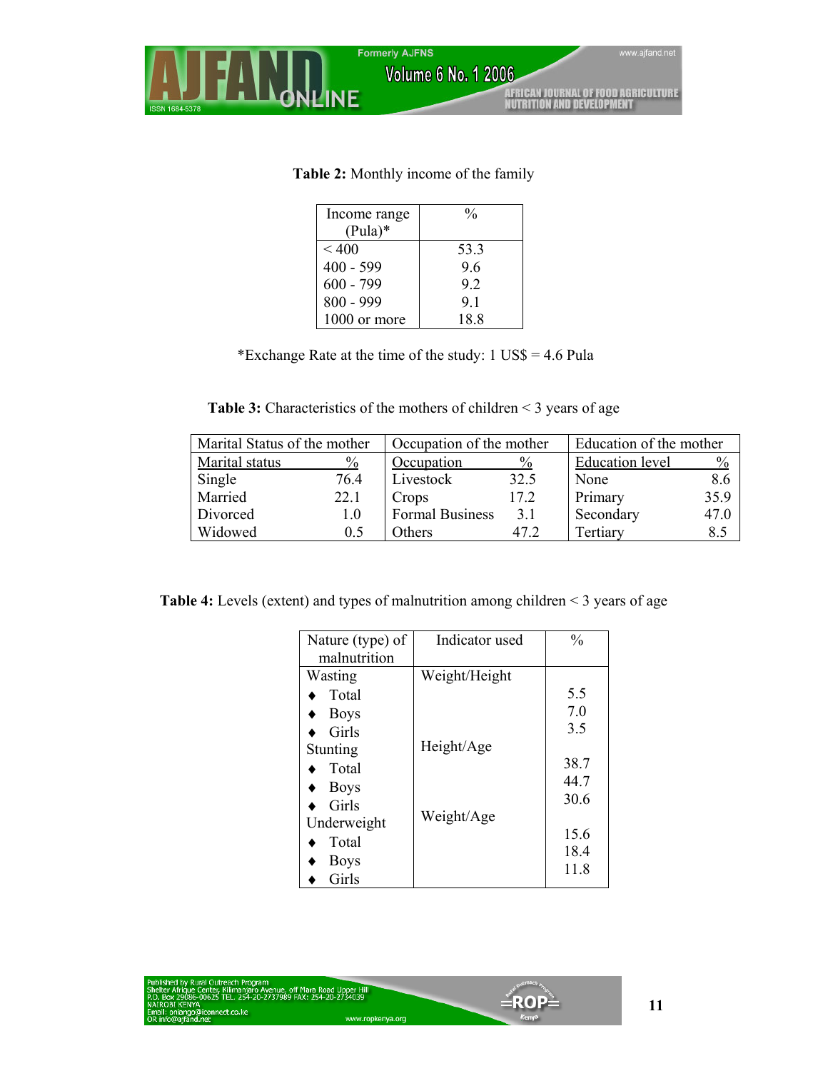**Table 2:** Monthly income of the family

| Income range (Pula)* | % |
|---|---|
| < 400 | 53.3 |
| 400 - 599 | 9.6 |
| 600 - 799 | 9.2 |
| 800 - 999 | 9.1 |
| 1000 or more | 18.8 |

*Exchange Rate at the time of the study: 1 US$ = 4.6 Pula

**Table 3:** Characteristics of the mothers of children < 3 years of age

| Marital Status of the mother | | Occupation of the mother | | Education of the mother | |
|---|---|---|---|---|---|
| Marital status | % | Occupation | % | Education level | % |
| Single | 76.4 | Livestock | 32.5 | None | 8.6 |
| Married | 22.1 | Crops | 17.2 | Primary | 35.9 |
| Divorced | 1.0 | Formal Business | 3.1 | Secondary | 47.0 |
| Widowed | 0.5 | Others | 47.2 | Tertiary | 8.5 |

**Table 4:** Levels (extent) and types of malnutrition among children < 3 years of age

| Nature (type) of malnutrition | Indicator used | % |
|---|---|---|
| Wasting | Weight/Height | |
| ♦ Total | | 5.5 |
| ♦ Boys | | 7.0 |
| ♦ Girls | | 3.5 |
| Stunting | Height/Age | |
| ♦ Total | | 38.7 |
| ♦ Boys | | 44.7 |
| ♦ Girls | | 30.6 |
| Underweight | Weight/Age | |
| ♦ Total | | 15.6 |
| ♦ Boys | | 18.4 |
| ♦ Girls | | 11.8 |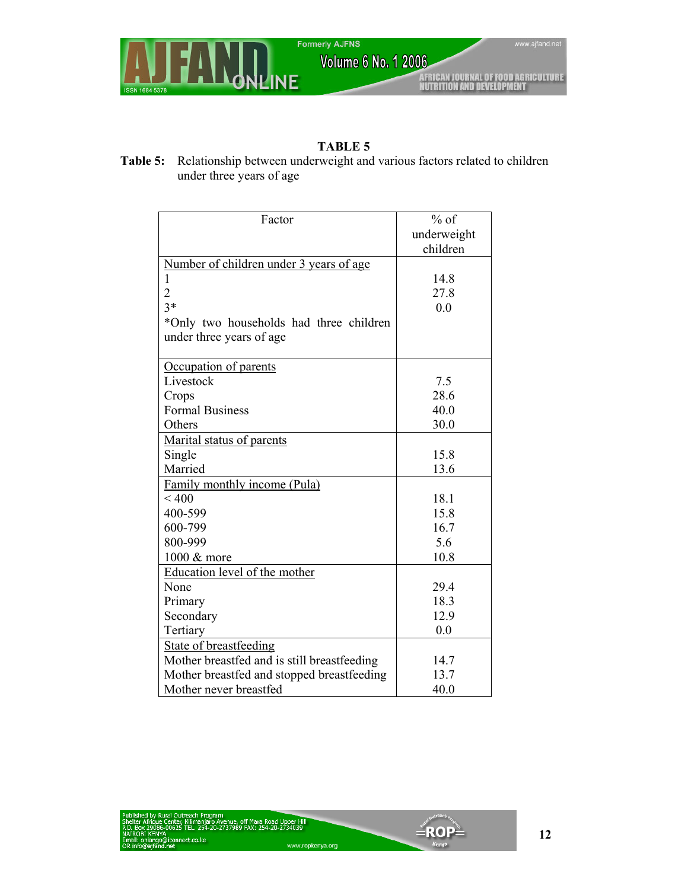## TABLE 5

**Table 5:** Relationship between underweight and various factors related to children under three years of age

| Factor | % of underweight children |
|---|---|
| Number of children under 3 years of age | |
| 1 | 14.8 |
| 2 | 27.8 |
| 3* | 0.0 |
| *Only two households had three children under three years of age | |
| Occupation of parents | |
| Livestock | 7.5 |
| Crops | 28.6 |
| Formal Business | 40.0 |
| Others | 30.0 |
| Marital status of parents | |
| Single | 15.8 |
| Married | 13.6 |
| Family monthly income (Pula) | |
| < 400 | 18.1 |
| 400-599 | 15.8 |
| 600-799 | 16.7 |
| 800-999 | 5.6 |
| 1000 & more | 10.8 |
| Education level of the mother | |
| None | 29.4 |
| Primary | 18.3 |
| Secondary | 12.9 |
| Tertiary | 0.0 |
| State of breastfeeding | |
| Mother breastfed and is still breastfeeding | 14.7 |
| Mother breastfed and stopped breastfeeding | 13.7 |
| Mother never breastfed | 40.0 |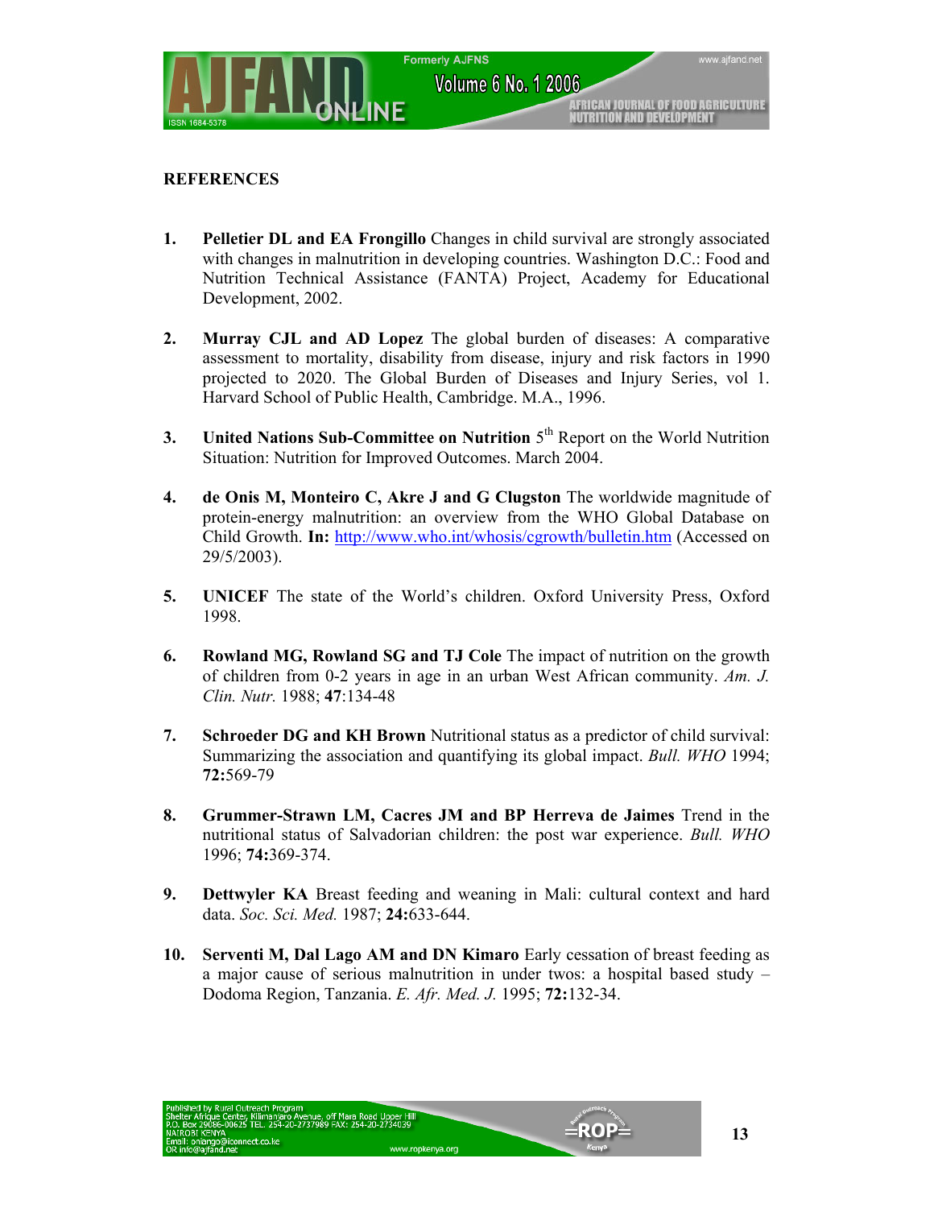## REFERENCES

1. **Pelletier DL and EA Frongillo** Changes in child survival are strongly associated with changes in malnutrition in developing countries. Washington D.C.: Food and Nutrition Technical Assistance (FANTA) Project, Academy for Educational Development, 2002.

2. **Murray CJL and AD Lopez** The global burden of diseases: A comparative assessment to mortality, disability from disease, injury and risk factors in 1990 projected to 2020. The Global Burden of Diseases and Injury Series, vol 1. Harvard School of Public Health, Cambridge. M.A., 1996.

3. **United Nations Sub-Committee on Nutrition** 5th Report on the World Nutrition Situation: Nutrition for Improved Outcomes. March 2004.

4. **de Onis M, Monteiro C, Akre J and G Clugston** The worldwide magnitude of protein-energy malnutrition: an overview from the WHO Global Database on Child Growth. **In:** http://www.who.int/whosis/cgrowth/bulletin.htm (Accessed on 29/5/2003).

5. **UNICEF** The state of the World's children. Oxford University Press, Oxford 1998.

6. **Rowland MG, Rowland SG and TJ Cole** The impact of nutrition on the growth of children from 0-2 years in age in an urban West African community. *Am. J. Clin. Nutr.* 1988; **47**:134-48

7. **Schroeder DG and KH Brown** Nutritional status as a predictor of child survival: Summarizing the association and quantifying its global impact. *Bull. WHO* 1994; **72:**569-79

8. **Grummer-Strawn LM, Cacres JM and BP Herreva de Jaimes** Trend in the nutritional status of Salvadorian children: the post war experience. *Bull. WHO* 1996; **74:**369-374.

9. **Dettwyler KA** Breast feeding and weaning in Mali: cultural context and hard data. *Soc. Sci. Med.* 1987; **24:**633-644.

10. **Serventi M, Dal Lago AM and DN Kimaro** Early cessation of breast feeding as a major cause of serious malnutrition in under twos: a hospital based study – Dodoma Region, Tanzania. *E. Afr. Med. J.* 1995; **72:**132-34.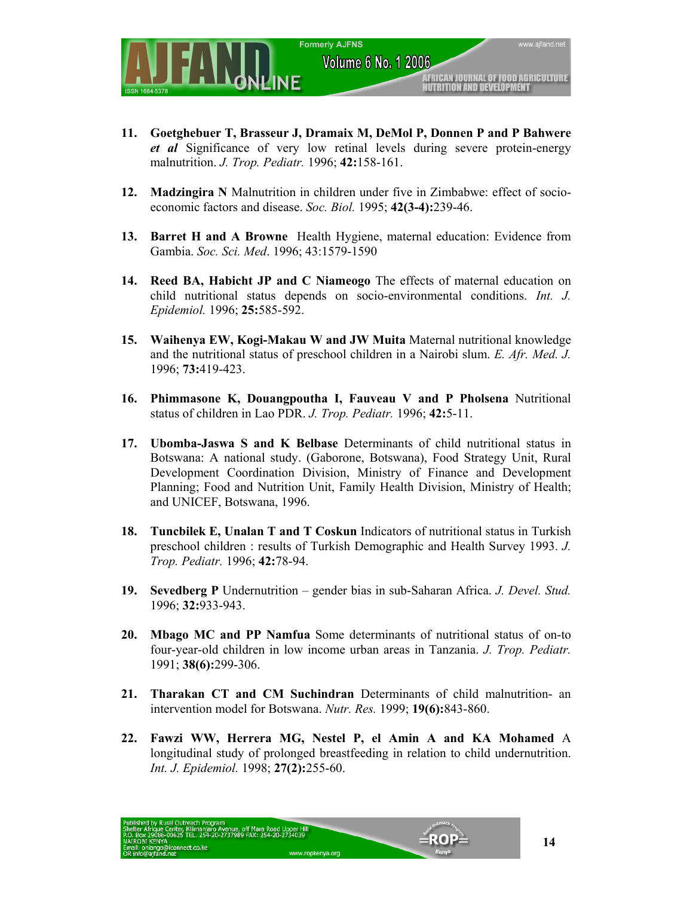11. **Goetghebuer T, Brasseur J, Dramaix M, DeMol P, Donnen P and P Bahwere** ***et al*** Significance of very low retinal levels during severe protein-energy malnutrition. *J. Trop. Pediatr.* 1996; **42:**158-161.

12. **Madzingira N** Malnutrition in children under five in Zimbabwe: effect of socio-economic factors and disease. *Soc. Biol.* 1995; **42(3-4):**239-46.

13. **Barret H and A Browne** Health Hygiene, maternal education: Evidence from Gambia. *Soc. Sci. Med*. 1996; 43:1579-1590

14. **Reed BA, Habicht JP and C Niameogo** The effects of maternal education on child nutritional status depends on socio-environmental conditions. *Int. J. Epidemiol.* 1996; **25:**585-592.

15. **Waihenya EW, Kogi-Makau W and JW Muita** Maternal nutritional knowledge and the nutritional status of preschool children in a Nairobi slum. *E. Afr. Med. J.* 1996; **73:**419-423.

16. **Phimmasone K, Douangpoutha I, Fauveau V and P Pholsena** Nutritional status of children in Lao PDR. *J. Trop. Pediatr.* 1996; **42:**5-11.

17. **Ubomba-Jaswa S and K Belbase** Determinants of child nutritional status in Botswana: A national study. (Gaborone, Botswana), Food Strategy Unit, Rural Development Coordination Division, Ministry of Finance and Development Planning; Food and Nutrition Unit, Family Health Division, Ministry of Health; and UNICEF, Botswana, 1996.

18. **Tuncbilek E, Unalan T and T Coskun** Indicators of nutritional status in Turkish preschool children : results of Turkish Demographic and Health Survey 1993. *J. Trop. Pediatr.* 1996; **42:**78-94.

19. **Sevedberg P** Undernutrition – gender bias in sub-Saharan Africa. *J. Devel. Stud.* 1996; **32:**933-943.

20. **Mbago MC and PP Namfua** Some determinants of nutritional status of on-to four-year-old children in low income urban areas in Tanzania. *J. Trop. Pediatr.* 1991; **38(6):**299-306.

21. **Tharakan CT and CM Suchindran** Determinants of child malnutrition- an intervention model for Botswana. *Nutr. Res.* 1999; **19(6):**843-860.

22. **Fawzi WW, Herrera MG, Nestel P, el Amin A and KA Mohamed** A longitudinal study of prolonged breastfeeding in relation to child undernutrition. *Int. J. Epidemiol.* 1998; **27(2):**255-60.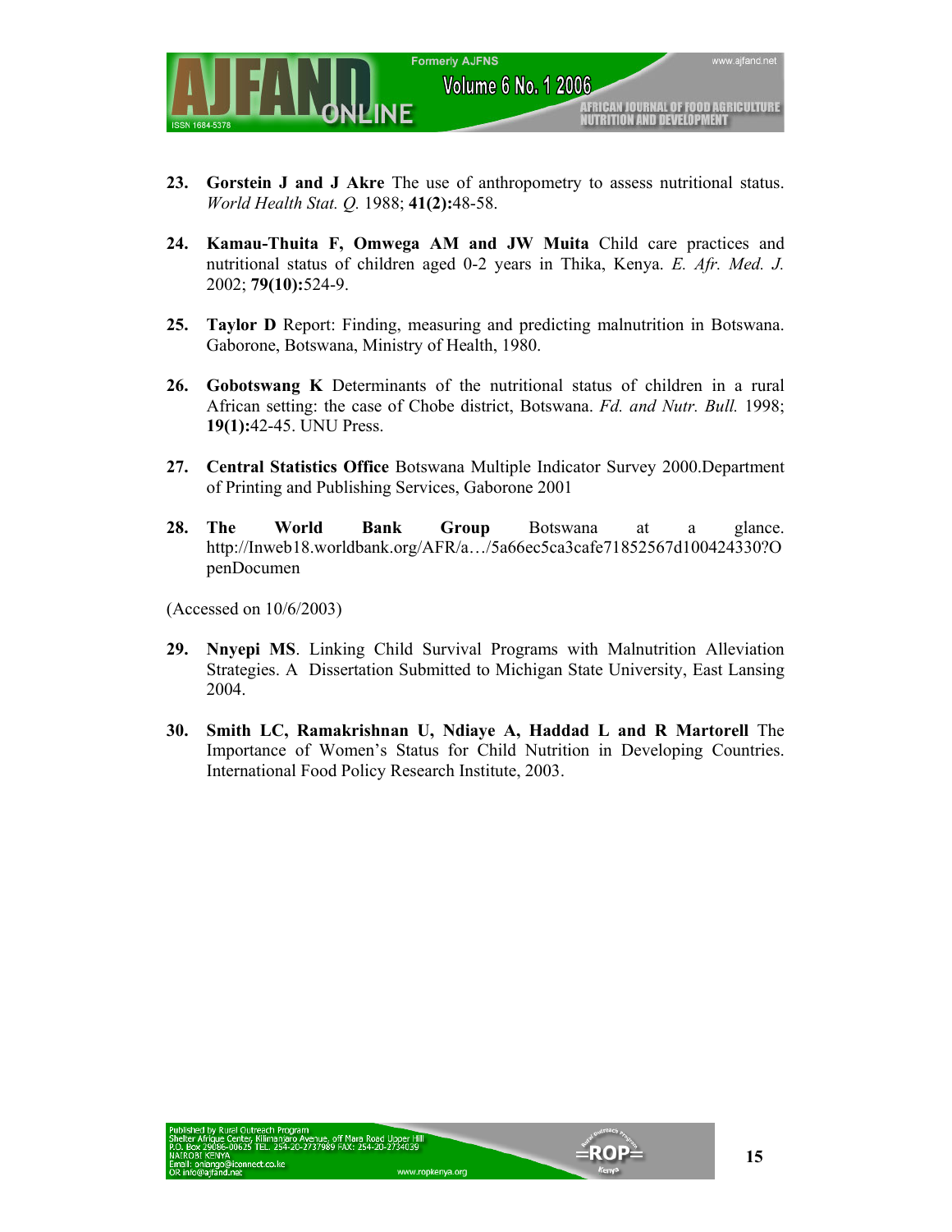23. **Gorstein J and J Akre** The use of anthropometry to assess nutritional status. *World Health Stat. Q.* 1988; **41(2):**48-58.

24. **Kamau-Thuita F, Omwega AM and JW Muita** Child care practices and nutritional status of children aged 0-2 years in Thika, Kenya. *E. Afr. Med. J.* 2002; **79(10):**524-9.

25. **Taylor D** Report: Finding, measuring and predicting malnutrition in Botswana. Gaborone, Botswana, Ministry of Health, 1980.

26. **Gobotswang K** Determinants of the nutritional status of children in a rural African setting: the case of Chobe district, Botswana. *Fd. and Nutr. Bull.* 1998; **19(1):**42-45. UNU Press.

27. **Central Statistics Office** Botswana Multiple Indicator Survey 2000.Department of Printing and Publishing Services, Gaborone 2001

28. **The World Bank Group** Botswana at a glance. http://Inweb18.worldbank.org/AFR/a…/5a66ec5ca3cafe71852567d100424330?OpenDocumen

(Accessed on 10/6/2003)

29. **Nnyepi MS**. Linking Child Survival Programs with Malnutrition Alleviation Strategies. A Dissertation Submitted to Michigan State University, East Lansing 2004.

30. **Smith LC, Ramakrishnan U, Ndiaye A, Haddad L and R Martorell** The Importance of Women's Status for Child Nutrition in Developing Countries. International Food Policy Research Institute, 2003.